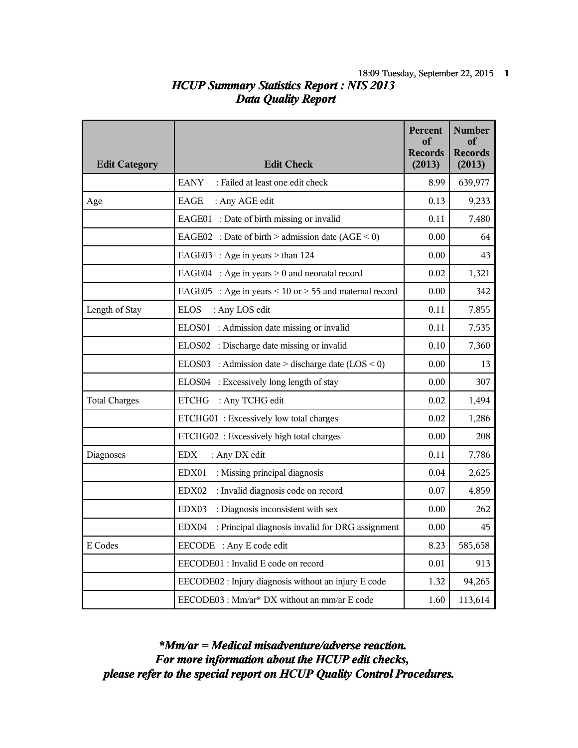# *HCUP Summary Statistics Report : NIS 2013*
## *Data Quality Report*

| Edit Category | Edit Check | Percent of Records (2013) | Number of Records (2013) |
|---|---|---|---|
| | EANY : Failed at least one edit check | 8.99 | 639,977 |
| Age | EAGE : Any AGE edit | 0.13 | 9,233 |
| | EAGE01 : Date of birth missing or invalid | 0.11 | 7,480 |
| | EAGE02 : Date of birth > admission date (AGE < 0) | 0.00 | 64 |
| | EAGE03 : Age in years > than 124 | 0.00 | 43 |
| | EAGE04 : Age in years > 0 and neonatal record | 0.02 | 1,321 |
| | EAGE05 : Age in years < 10 or > 55 and maternal record | 0.00 | 342 |
| Length of Stay | ELOS : Any LOS edit | 0.11 | 7,855 |
| | ELOS01 : Admission date missing or invalid | 0.11 | 7,535 |
| | ELOS02 : Discharge date missing or invalid | 0.10 | 7,360 |
| | ELOS03 : Admission date > discharge date (LOS < 0) | 0.00 | 13 |
| | ELOS04 : Excessively long length of stay | 0.00 | 307 |
| Total Charges | ETCHG : Any TCHG edit | 0.02 | 1,494 |
| | ETCHG01 : Excessively low total charges | 0.02 | 1,286 |
| | ETCHG02 : Excessively high total charges | 0.00 | 208 |
| Diagnoses | EDX : Any DX edit | 0.11 | 7,786 |
| | EDX01 : Missing principal diagnosis | 0.04 | 2,625 |
| | EDX02 : Invalid diagnosis code on record | 0.07 | 4,859 |
| | EDX03 : Diagnosis inconsistent with sex | 0.00 | 262 |
| | EDX04 : Principal diagnosis invalid for DRG assignment | 0.00 | 45 |
| E Codes | EECODE : Any E code edit | 8.23 | 585,658 |
| | EECODE01 : Invalid E code on record | 0.01 | 913 |
| | EECODE02 : Injury diagnosis without an injury E code | 1.32 | 94,265 |
| | EECODE03 : Mm/ar* DX without an mm/ar E code | 1.60 | 113,614 |

***Mm/ar = Medical misadventure/adverse reaction.***
***For more information about the HCUP edit checks,***
***please refer to the special report on HCUP Quality Control Procedures.***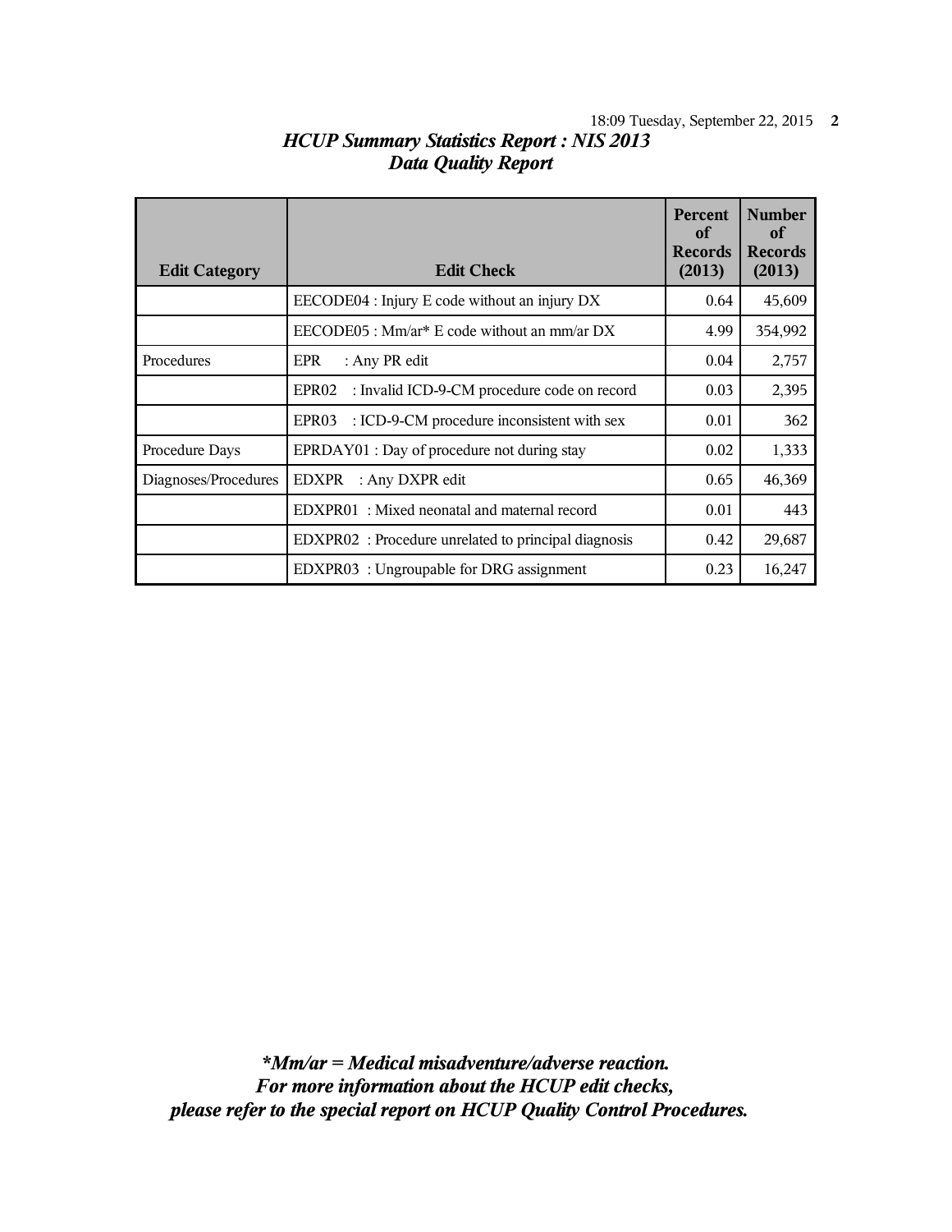# *HCUP Summary Statistics Report : NIS 2013*
## *Data Quality Report*

| Edit Category | Edit Check | Percent of Records (2013) | Number of Records (2013) |
|---|---|---|---|
| | EECODE04 : Injury E code without an injury DX | 0.64 | 45,609 |
| | EECODE05 : Mm/ar* E code without an mm/ar DX | 4.99 | 354,992 |
| Procedures | EPR : Any PR edit | 0.04 | 2,757 |
| | EPR02 : Invalid ICD-9-CM procedure code on record | 0.03 | 2,395 |
| | EPR03 : ICD-9-CM procedure inconsistent with sex | 0.01 | 362 |
| Procedure Days | EPRDAY01 : Day of procedure not during stay | 0.02 | 1,333 |
| Diagnoses/Procedures | EDXPR : Any DXPR edit | 0.65 | 46,369 |
| | EDXPR01 : Mixed neonatal and maternal record | 0.01 | 443 |
| | EDXPR02 : Procedure unrelated to principal diagnosis | 0.42 | 29,687 |
| | EDXPR03 : Ungroupable for DRG assignment | 0.23 | 16,247 |

***Mm/ar = Medical misadventure/adverse reaction.***
***For more information about the HCUP edit checks,***
***please refer to the special report on HCUP Quality Control Procedures.***